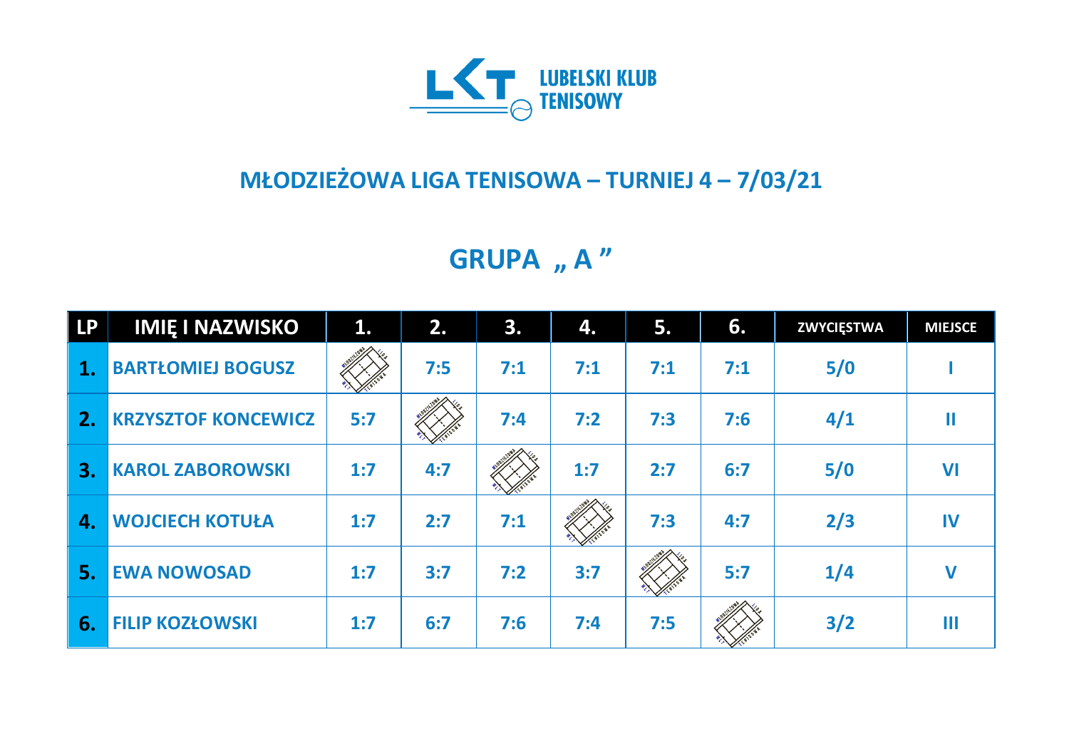LUBELSKI KLUB TENISOWY

## MŁODZIEŻOWA LIGA TENISOWA – TURNIEJ 4 – 7/03/21

## GRUPA „ A ”

| LP | IMIĘ I NAZWISKO | 1. | 2. | 3. | 4. | 5. | 6. | ZWYCIĘSTWA | MIEJSCE |
|---|---|---|---|---|---|---|---|---|---|
| 1. | BARTŁOMIEJ BOGUSZ | | 7:5 | 7:1 | 7:1 | 7:1 | 7:1 | 5/0 | I |
| 2. | KRZYSZTOF KONCEWICZ | 5:7 | | 7:4 | 7:2 | 7:3 | 7:6 | 4/1 | II |
| 3. | KAROL ZABOROWSKI | 1:7 | 4:7 | | 1:7 | 2:7 | 6:7 | 5/0 | VI |
| 4. | WOJCIECH KOTUŁA | 1:7 | 2:7 | 7:1 | | 7:3 | 4:7 | 2/3 | IV |
| 5. | EWA NOWOSAD | 1:7 | 3:7 | 7:2 | 3:7 | | 5:7 | 1/4 | V |
| 6. | FILIP KOZŁOWSKI | 1:7 | 6:7 | 7:6 | 7:4 | 7:5 | | 3/2 | III |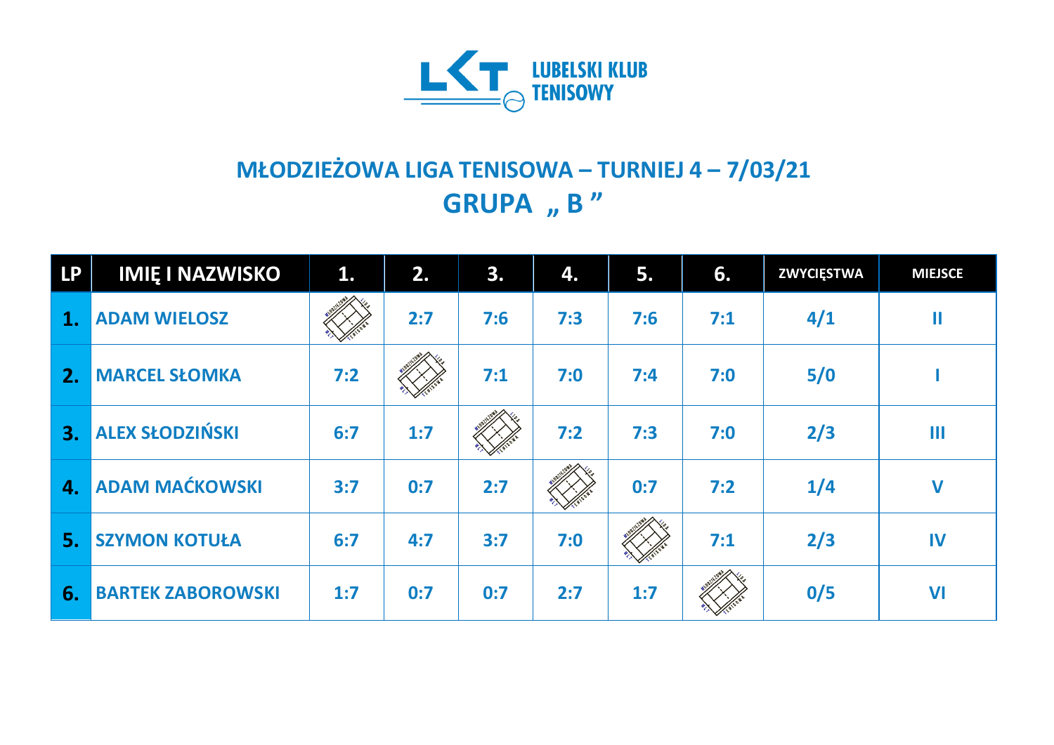LUBELSKI KLUB TENISOWY

# MŁODZIEŻOWA LIGA TENISOWA – TURNIEJ 4 – 7/03/21

## GRUPA „ B ”

| LP | IMIĘ I NAZWISKO | 1. | 2. | 3. | 4. | 5. | 6. | ZWYCIĘSTWA | MIEJSCE |
|---|---|---|---|---|---|---|---|---|---|
| 1. | ADAM WIELOSZ | | 2:7 | 7:6 | 7:3 | 7:6 | 7:1 | 4/1 | II |
| 2. | MARCEL SŁOMKA | 7:2 | | 7:1 | 7:0 | 7:4 | 7:0 | 5/0 | I |
| 3. | ALEX SŁODZIŃSKI | 6:7 | 1:7 | | 7:2 | 7:3 | 7:0 | 2/3 | III |
| 4. | ADAM MAĆKOWSKI | 3:7 | 0:7 | 2:7 | | 0:7 | 7:2 | 1/4 | V |
| 5. | SZYMON KOTUŁA | 6:7 | 4:7 | 3:7 | 7:0 | | 7:1 | 2/3 | IV |
| 6. | BARTEK ZABOROWSKI | 1:7 | 0:7 | 0:7 | 2:7 | 1:7 | | 0/5 | VI |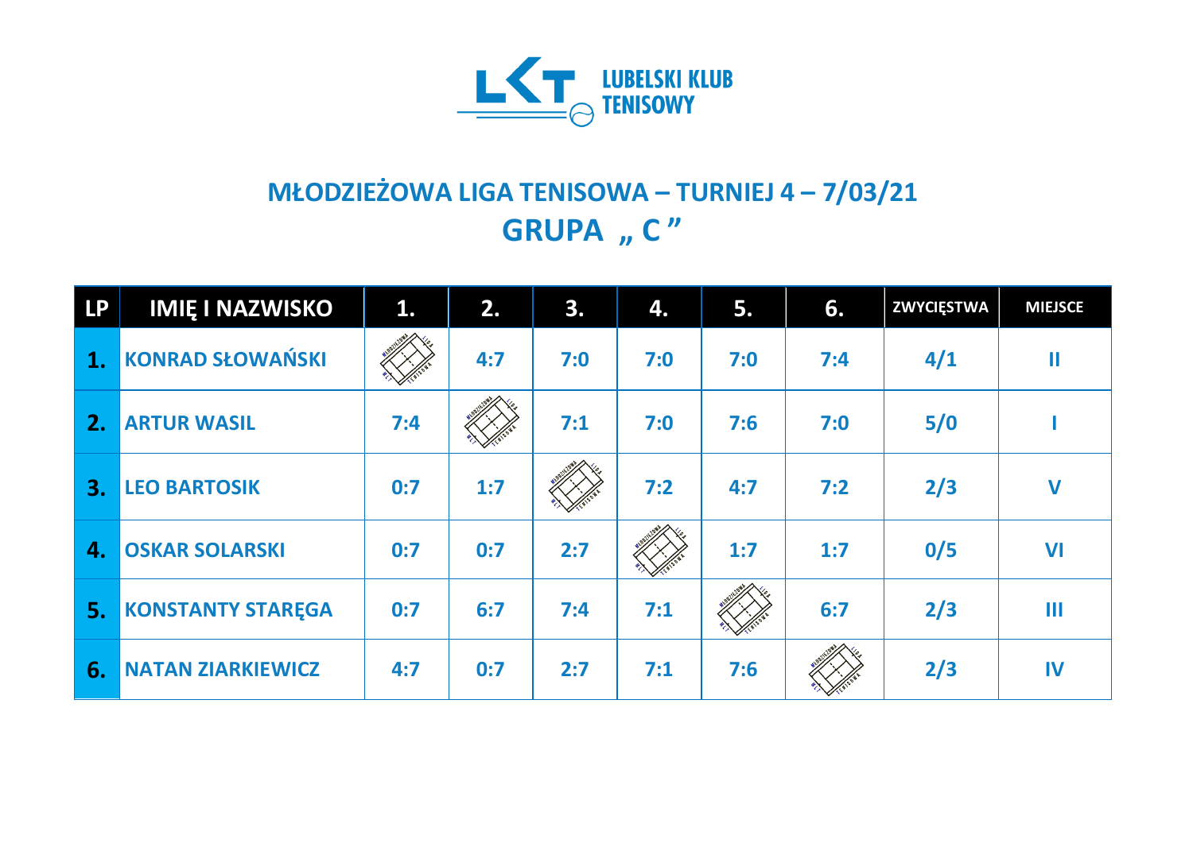LUBELSKI KLUB TENISOWY

# MŁODZIEŻOWA LIGA TENISOWA – TURNIEJ 4 – 7/03/21

## GRUPA „ C ”

| LP | IMIĘ I NAZWISKO | 1. | 2. | 3. | 4. | 5. | 6. | ZWYCIĘSTWA | MIEJSCE |
|---|---|---|---|---|---|---|---|---|---|
| 1. | KONRAD SŁOWAŃSKI | | 4:7 | 7:0 | 7:0 | 7:0 | 7:4 | 4/1 | II |
| 2. | ARTUR WASIL | 7:4 | | 7:1 | 7:0 | 7:6 | 7:0 | 5/0 | I |
| 3. | LEO BARTOSIK | 0:7 | 1:7 | | 7:2 | 4:7 | 7:2 | 2/3 | V |
| 4. | OSKAR SOLARSKI | 0:7 | 0:7 | 2:7 | | 1:7 | 1:7 | 0/5 | VI |
| 5. | KONSTANTY STARĘGA | 0:7 | 6:7 | 7:4 | 7:1 | | 6:7 | 2/3 | III |
| 6. | NATAN ZIARKIEWICZ | 4:7 | 0:7 | 2:7 | 7:1 | 7:6 | | 2/3 | IV |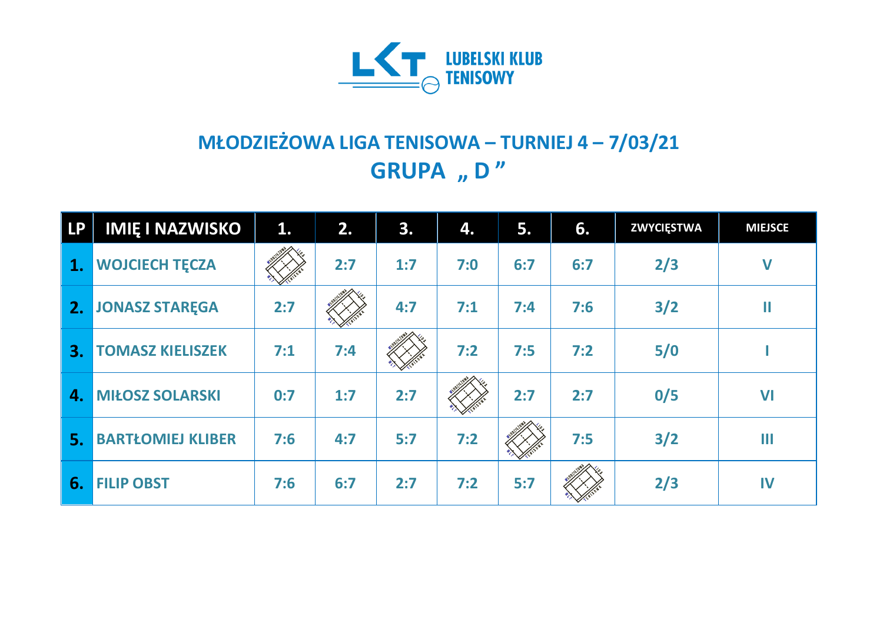LUBELSKI KLUB TENISOWY

# MŁODZIEŻOWA LIGA TENISOWA – TURNIEJ 4 – 7/03/21

## GRUPA „ D ”

| LP | IMIĘ I NAZWISKO | 1. | 2. | 3. | 4. | 5. | 6. | ZWYCIĘSTWA | MIEJSCE |
|---|---|---|---|---|---|---|---|---|---|
| 1. | WOJCIECH TĘCZA | | 2:7 | 1:7 | 7:0 | 6:7 | 6:7 | 2/3 | V |
| 2. | JONASZ STARĘGA | 2:7 | | 4:7 | 7:1 | 7:4 | 7:6 | 3/2 | II |
| 3. | TOMASZ KIELISZEK | 7:1 | 7:4 | | 7:2 | 7:5 | 7:2 | 5/0 | I |
| 4. | MIŁOSZ SOLARSKI | 0:7 | 1:7 | 2:7 | | 2:7 | 2:7 | 0/5 | VI |
| 5. | BARTŁOMIEJ KLIBER | 7:6 | 4:7 | 5:7 | 7:2 | | 7:5 | 3/2 | III |
| 6. | FILIP OBST | 7:6 | 6:7 | 2:7 | 7:2 | 5:7 | | 2/3 | IV |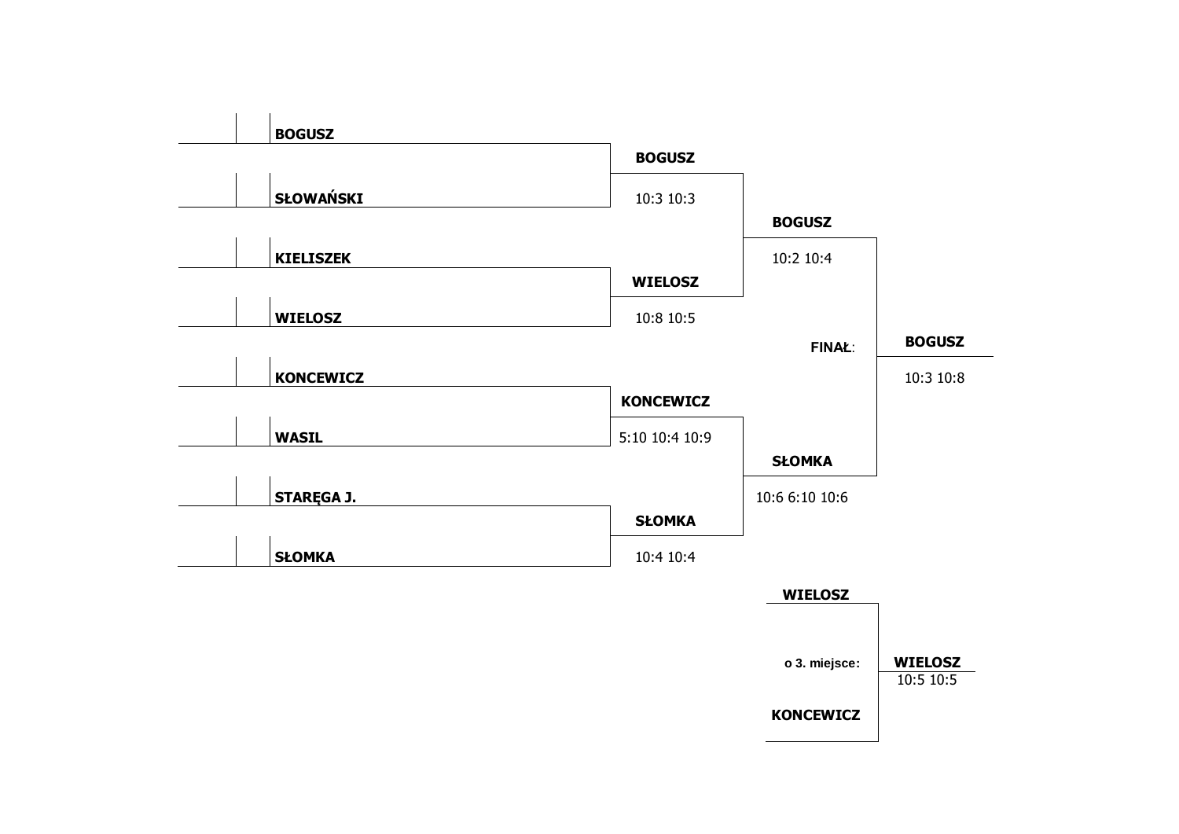BOGUSZ

SŁOWAŃSKI

KIELISZEK

WIELOSZ

KONCEWICZ

WASIL

STARĘGA J.

SŁOMKA

BOGUSZ
10:3 10:3

WIELOSZ
10:8 10:5

KONCEWICZ
5:10 10:4 10:9

SŁOMKA
10:4 10:4

BOGUSZ
10:2 10:4

SŁOMKA
10:6 6:10 10:6

FINAŁ:

BOGUSZ
10:3 10:8

WIELOSZ

o 3. miejsce:

KONCEWICZ

WIELOSZ
10:5 10:5